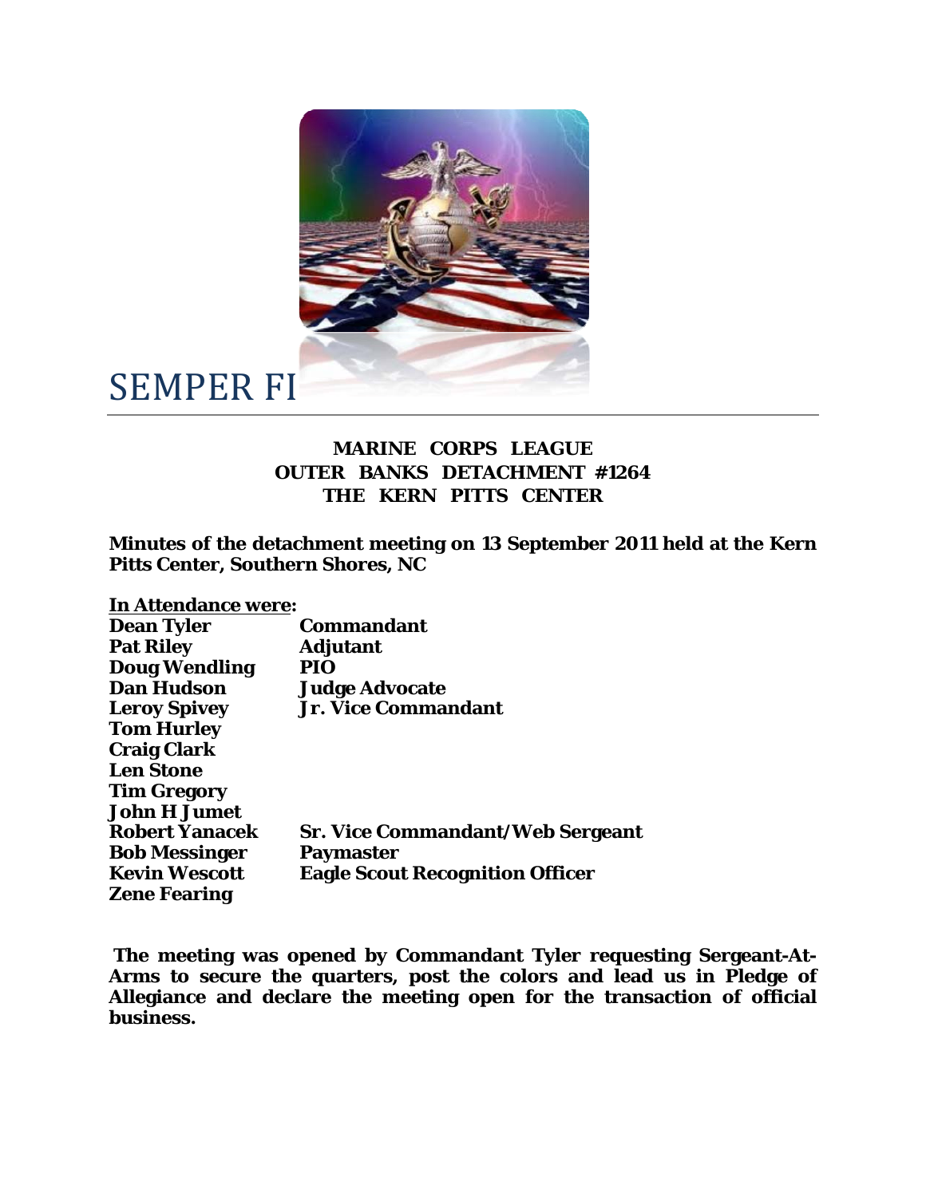# SEMPER FI

**MARINE CORPS LEAGUE**
**OUTER BANKS DETACHMENT #1264**
**THE KERN PITTS CENTER**

**Minutes of the detachment meeting on 13 September 2011 held at the Kern Pitts Center, Southern Shores, NC**

**In Attendance were:**

| | |
|---|---|
| **Dean Tyler** | **Commandant** |
| **Pat Riley** | **Adjutant** |
| **Doug Wendling** | **PIO** |
| **Dan Hudson** | **Judge Advocate** |
| **Leroy Spivey** | **Jr. Vice Commandant** |
| **Tom Hurley** | |
| **Craig Clark** | |
| **Len Stone** | |
| **Tim Gregory** | |
| **John H Jumet** | |
| **Robert Yanacek** | **Sr. Vice Commandant/Web Sergeant** |
| **Bob Messinger** | **Paymaster** |
| **Kevin Wescott** | **Eagle Scout Recognition Officer** |
| **Zene Fearing** | |

**The meeting was opened by Commandant Tyler requesting Sergeant-At-Arms to secure the quarters, post the colors and lead us in Pledge of Allegiance and declare the meeting open for the transaction of official business.**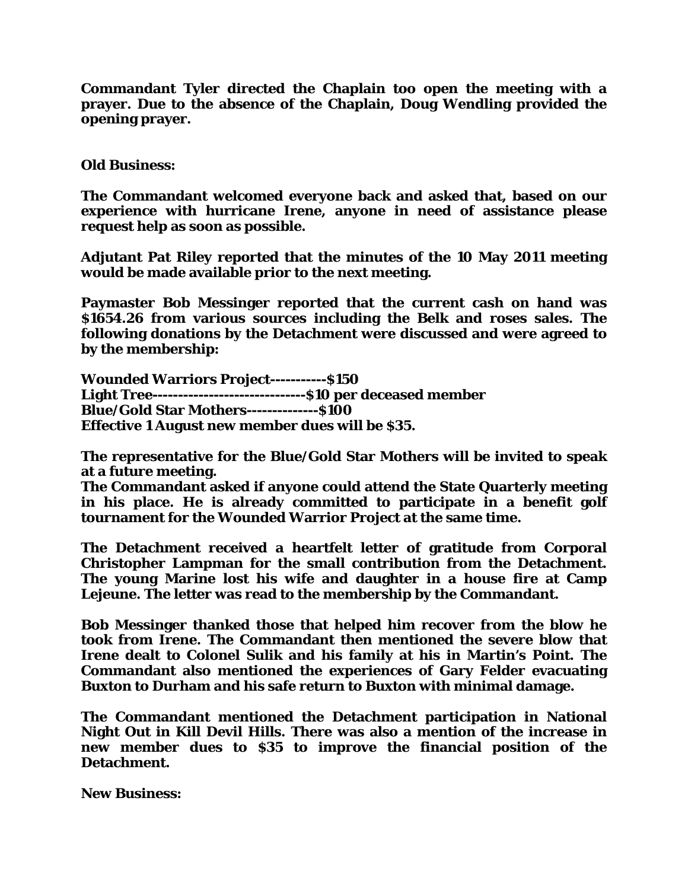**Commandant Tyler directed the Chaplain too open the meeting with a prayer. Due to the absence of the Chaplain, Doug Wendling provided the opening prayer.**

**Old Business:**

**The Commandant welcomed everyone back and asked that, based on our experience with hurricane Irene, anyone in need of assistance please request help as soon as possible.**

**Adjutant Pat Riley reported that the minutes of the 10 May 2011 meeting would be made available prior to the next meeting.**

**Paymaster Bob Messinger reported that the current cash on hand was $1654.26 from various sources including the Belk and roses sales. The following donations by the Detachment were discussed and were agreed to by the membership:**

**Wounded Warriors Project-----------$150**
**Light Tree-----------------------------$10 per deceased member**
**Blue/Gold Star Mothers--------------$100**
**Effective 1 August new member dues will be $35.**

**The representative for the Blue/Gold Star Mothers will be invited to speak at a future meeting.**
**The Commandant asked if anyone could attend the State Quarterly meeting in his place. He is already committed to participate in a benefit golf tournament for the Wounded Warrior Project at the same time.**

**The Detachment received a heartfelt letter of gratitude from Corporal Christopher Lampman for the small contribution from the Detachment. The young Marine lost his wife and daughter in a house fire at Camp Lejeune. The letter was read to the membership by the Commandant.**

**Bob Messinger thanked those that helped him recover from the blow he took from Irene. The Commandant then mentioned the severe blow that Irene dealt to Colonel Sulik and his family at his in Martin's Point. The Commandant also mentioned the experiences of Gary Felder evacuating Buxton to Durham and his safe return to Buxton with minimal damage.**

**The Commandant mentioned the Detachment participation in National Night Out in Kill Devil Hills. There was also a mention of the increase in new member dues to $35 to improve the financial position of the Detachment.**

**New Business:**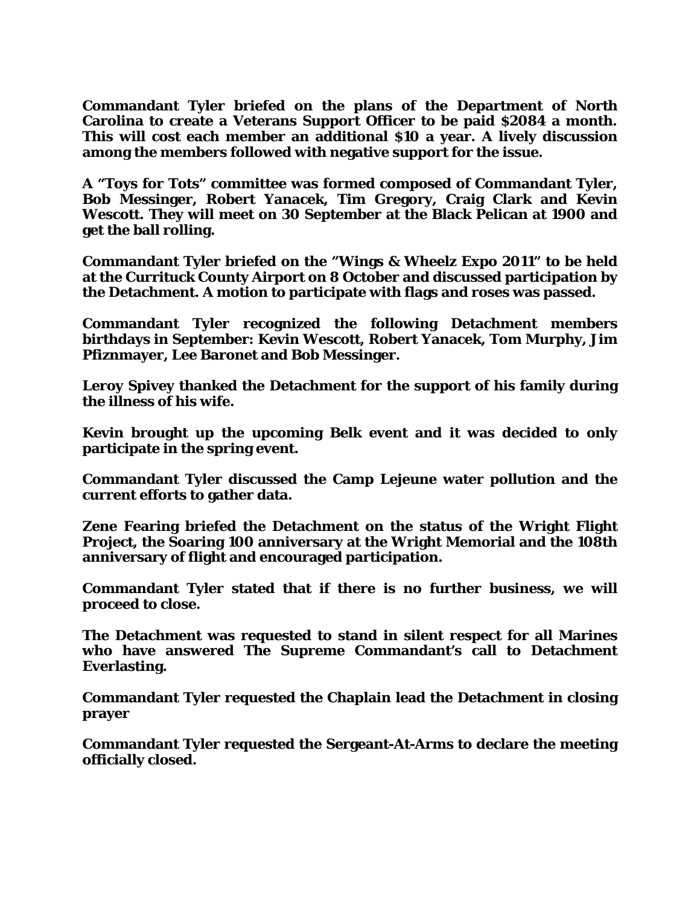**Commandant Tyler briefed on the plans of the Department of North Carolina to create a Veterans Support Officer to be paid $2084 a month. This will cost each member an additional $10 a year. A lively discussion among the members followed with negative support for the issue.**

**A "Toys for Tots" committee was formed composed of Commandant Tyler, Bob Messinger, Robert Yanacek, Tim Gregory, Craig Clark and Kevin Wescott. They will meet on 30 September at the Black Pelican at 1900 and get the ball rolling.**

**Commandant Tyler briefed on the "Wings & Wheelz Expo 2011" to be held at the Currituck County Airport on 8 October and discussed participation by the Detachment. A motion to participate with flags and roses was passed.**

**Commandant Tyler recognized the following Detachment members birthdays in September: Kevin Wescott, Robert Yanacek, Tom Murphy, Jim Pfiznmayer, Lee Baronet and Bob Messinger.**

**Leroy Spivey thanked the Detachment for the support of his family during the illness of his wife.**

**Kevin brought up the upcoming Belk event and it was decided to only participate in the spring event.**

**Commandant Tyler discussed the Camp Lejeune water pollution and the current efforts to gather data.**

**Zene Fearing briefed the Detachment on the status of the Wright Flight Project, the Soaring 100 anniversary at the Wright Memorial and the 108th anniversary of flight and encouraged participation.**

**Commandant Tyler stated that if there is no further business, we will proceed to close.**

**The Detachment was requested to stand in silent respect for all Marines who have answered The Supreme Commandant's call to Detachment Everlasting.**

**Commandant Tyler requested the Chaplain lead the Detachment in closing prayer**

**Commandant Tyler requested the Sergeant-At-Arms to declare the meeting officially closed.**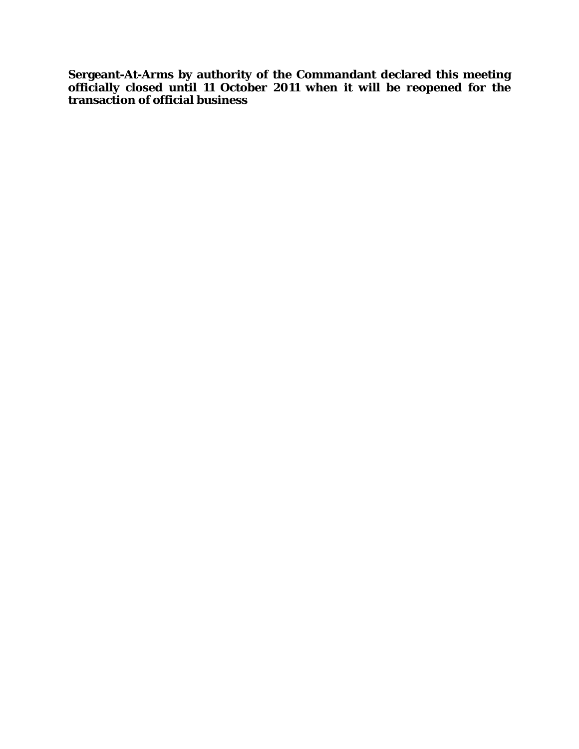**Sergeant-At-Arms by authority of the Commandant declared this meeting officially closed until 11 October 2011 when it will be reopened for the transaction of official business**